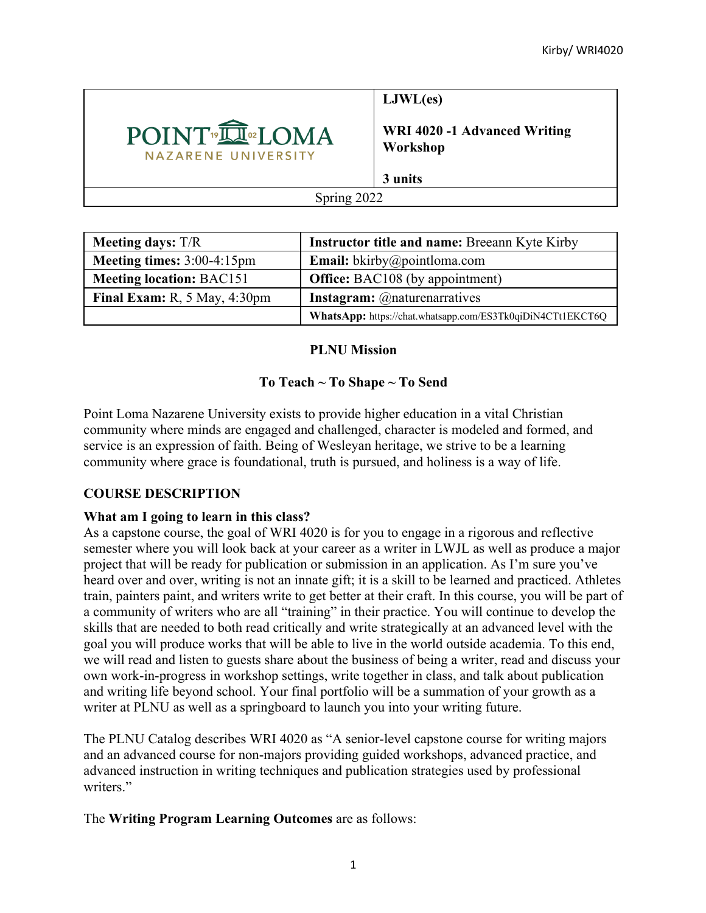| POINT LOMA NAZARENE UNIVERSITY | **LJWL(es)**<br><br>**WRI 4020 -1 Advanced Writing Workshop**<br><br>**3 units** |
|---|---|
| Spring 2022 | |

| **Meeting days:** T/R | **Instructor title and name:** Breeann Kyte Kirby |
|---|---|
| **Meeting times:** 3:00-4:15pm | **Email:** bkirby@pointloma.com |
| **Meeting location:** BAC151 | **Office:** BAC108 (by appointment) |
| **Final Exam:** R, 5 May, 4:30pm | **Instagram:** @naturenarratives |
| | **WhatsApp:** https://chat.whatsapp.com/ES3Tk0qiDiN4CTt1EKCT6Q |

**PLNU Mission**

**To Teach ~ To Shape ~ To Send**

Point Loma Nazarene University exists to provide higher education in a vital Christian community where minds are engaged and challenged, character is modeled and formed, and service is an expression of faith. Being of Wesleyan heritage, we strive to be a learning community where grace is foundational, truth is pursued, and holiness is a way of life.

## COURSE DESCRIPTION

### What am I going to learn in this class?

As a capstone course, the goal of WRI 4020 is for you to engage in a rigorous and reflective semester where you will look back at your career as a writer in LWJL as well as produce a major project that will be ready for publication or submission in an application. As I'm sure you've heard over and over, writing is not an innate gift; it is a skill to be learned and practiced. Athletes train, painters paint, and writers write to get better at their craft. In this course, you will be part of a community of writers who are all "training" in their practice. You will continue to develop the skills that are needed to both read critically and write strategically at an advanced level with the goal you will produce works that will be able to live in the world outside academia. To this end, we will read and listen to guests share about the business of being a writer, read and discuss your own work-in-progress in workshop settings, write together in class, and talk about publication and writing life beyond school. Your final portfolio will be a summation of your growth as a writer at PLNU as well as a springboard to launch you into your writing future.

The PLNU Catalog describes WRI 4020 as "A senior-level capstone course for writing majors and an advanced course for non-majors providing guided workshops, advanced practice, and advanced instruction in writing techniques and publication strategies used by professional writers."

The **Writing Program Learning Outcomes** are as follows: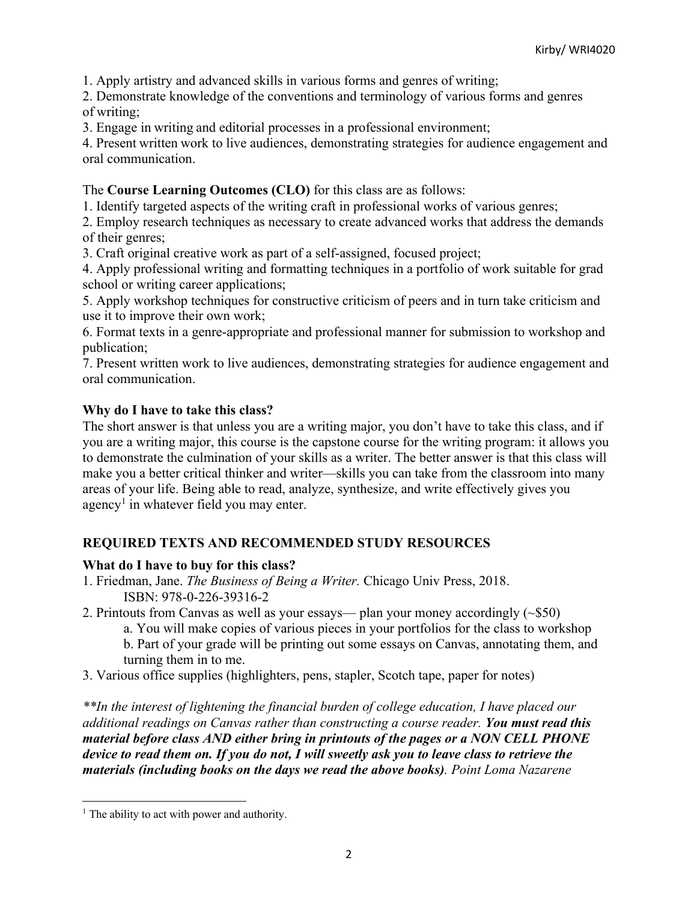1. Apply artistry and advanced skills in various forms and genres of writing;
2. Demonstrate knowledge of the conventions and terminology of various forms and genres of writing;
3. Engage in writing and editorial processes in a professional environment;
4. Present written work to live audiences, demonstrating strategies for audience engagement and oral communication.

The **Course Learning Outcomes (CLO)** for this class are as follows:

1. Identify targeted aspects of the writing craft in professional works of various genres;
2. Employ research techniques as necessary to create advanced works that address the demands of their genres;
3. Craft original creative work as part of a self-assigned, focused project;
4. Apply professional writing and formatting techniques in a portfolio of work suitable for grad school or writing career applications;
5. Apply workshop techniques for constructive criticism of peers and in turn take criticism and use it to improve their own work;
6. Format texts in a genre-appropriate and professional manner for submission to workshop and publication;
7. Present written work to live audiences, demonstrating strategies for audience engagement and oral communication.

**Why do I have to take this class?**

The short answer is that unless you are a writing major, you don't have to take this class, and if you are a writing major, this course is the capstone course for the writing program: it allows you to demonstrate the culmination of your skills as a writer. The better answer is that this class will make you a better critical thinker and writer—skills you can take from the classroom into many areas of your life. Being able to read, analyze, synthesize, and write effectively gives you agency[1] in whatever field you may enter.

## REQUIRED TEXTS AND RECOMMENDED STUDY RESOURCES

**What do I have to buy for this class?**

1. Friedman, Jane. *The Business of Being a Writer.* Chicago Univ Press, 2018.
   ISBN: 978-0-226-39316-2
2. Printouts from Canvas as well as your essays— plan your money accordingly (~$50)
   a. You will make copies of various pieces in your portfolios for the class to workshop
   b. Part of your grade will be printing out some essays on Canvas, annotating them, and turning them in to me.
3. Various office supplies (highlighters, pens, stapler, Scotch tape, paper for notes)

*\*\*In the interest of lightening the financial burden of college education, I have placed our additional readings on Canvas rather than constructing a course reader.* ***You must read this material before class AND either bring in printouts of the pages or a NON CELL PHONE device to read them on. If you do not, I will sweetly ask you to leave class to retrieve the materials (including books on the days we read the above books).*** *Point Loma Nazarene*

[1] The ability to act with power and authority.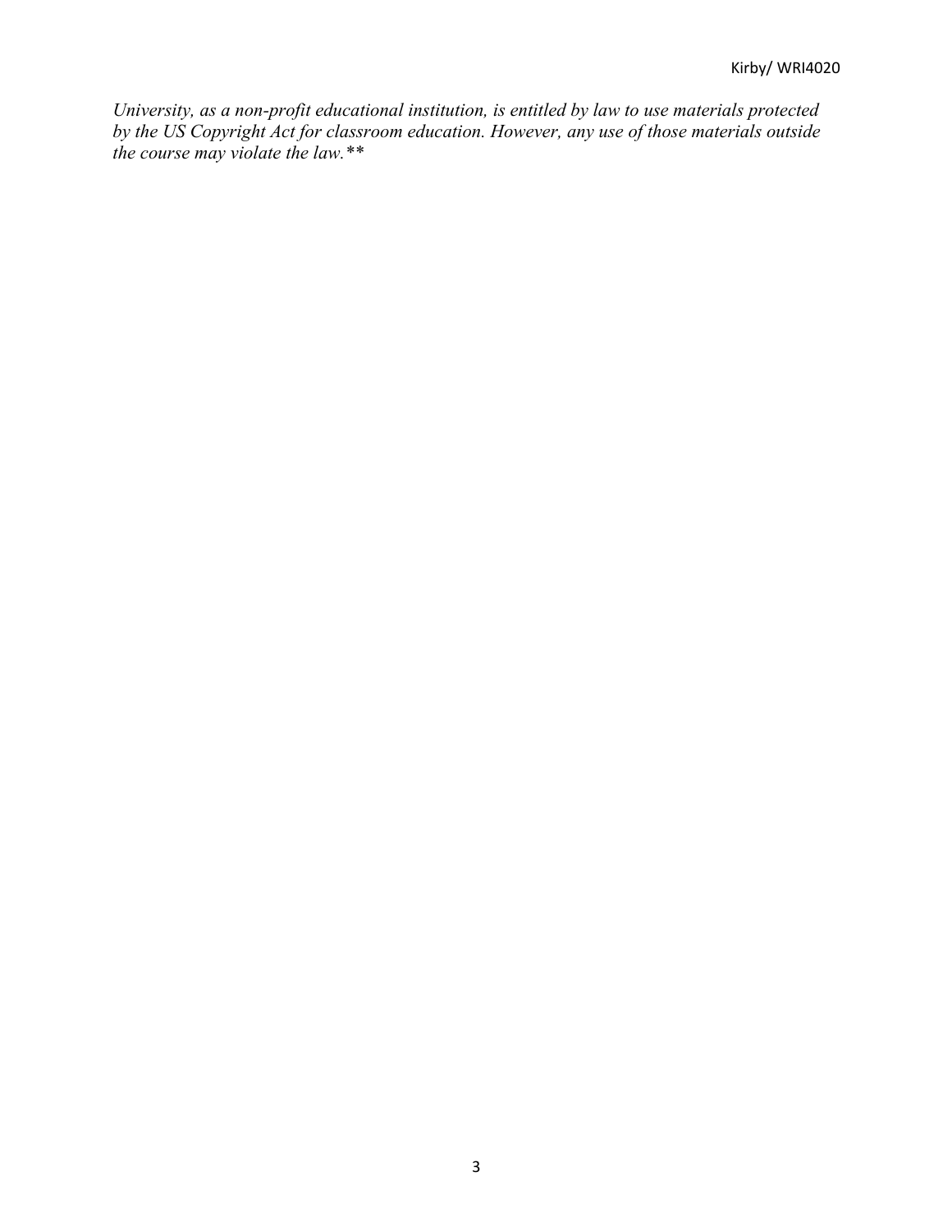*University, as a non-profit educational institution, is entitled by law to use materials protected by the US Copyright Act for classroom education. However, any use of those materials outside the course may violate the law.***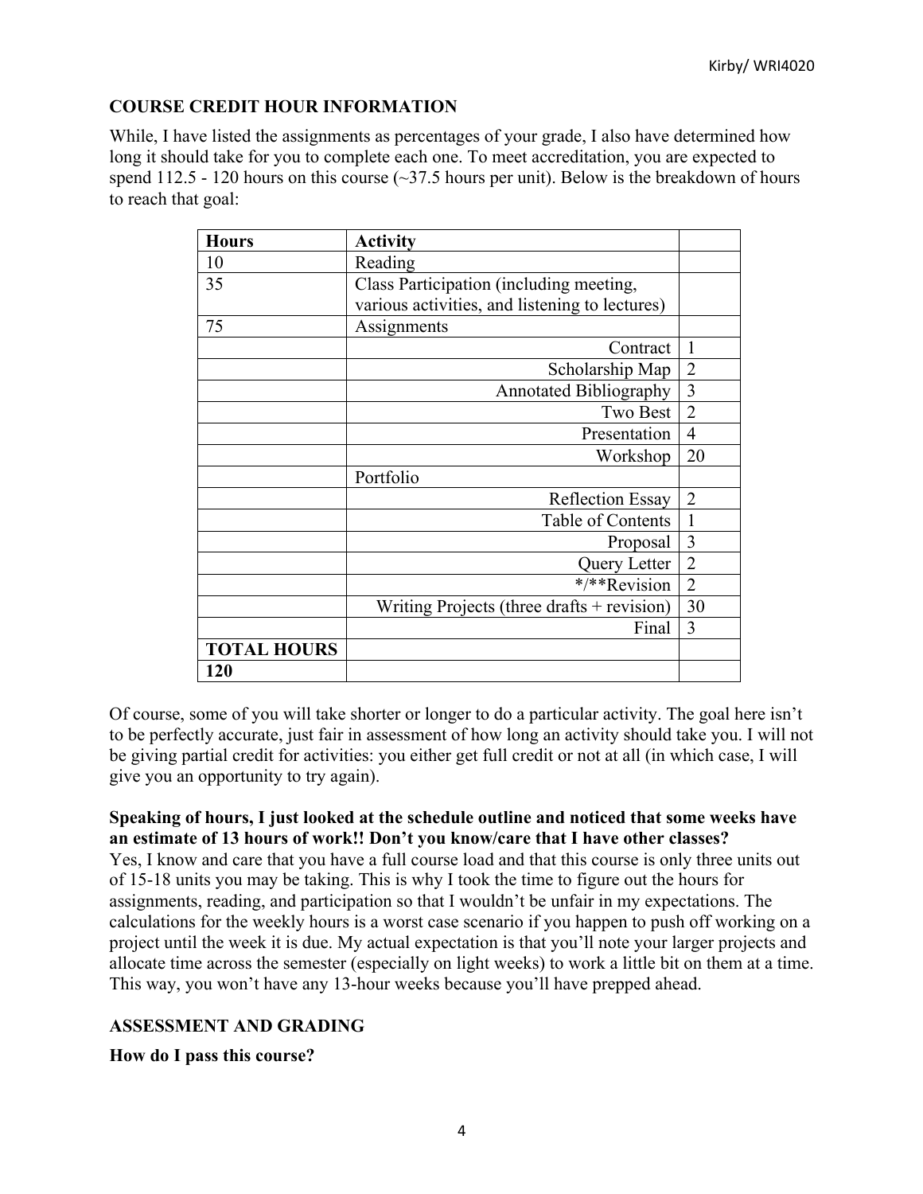## COURSE CREDIT HOUR INFORMATION

While, I have listed the assignments as percentages of your grade, I also have determined how long it should take for you to complete each one. To meet accreditation, you are expected to spend 112.5 - 120 hours on this course (~37.5 hours per unit). Below is the breakdown of hours to reach that goal:

| Hours | Activity | |
|---|---|---|
| 10 | Reading | |
| 35 | Class Participation (including meeting, various activities, and listening to lectures) | |
| 75 | Assignments | |
| | Contract | 1 |
| | Scholarship Map | 2 |
| | Annotated Bibliography | 3 |
| | Two Best | 2 |
| | Presentation | 4 |
| | Workshop | 20 |
| | Portfolio | |
| | Reflection Essay | 2 |
| | Table of Contents | 1 |
| | Proposal | 3 |
| | Query Letter | 2 |
| | */**Revision | 2 |
| | Writing Projects (three drafts + revision) | 30 |
| | Final | 3 |
| **TOTAL HOURS** | | |
| **120** | | |

Of course, some of you will take shorter or longer to do a particular activity. The goal here isn't to be perfectly accurate, just fair in assessment of how long an activity should take you. I will not be giving partial credit for activities: you either get full credit or not at all (in which case, I will give you an opportunity to try again).

**Speaking of hours, I just looked at the schedule outline and noticed that some weeks have an estimate of 13 hours of work!! Don't you know/care that I have other classes?**

Yes, I know and care that you have a full course load and that this course is only three units out of 15-18 units you may be taking. This is why I took the time to figure out the hours for assignments, reading, and participation so that I wouldn't be unfair in my expectations. The calculations for the weekly hours is a worst case scenario if you happen to push off working on a project until the week it is due. My actual expectation is that you'll note your larger projects and allocate time across the semester (especially on light weeks) to work a little bit on them at a time. This way, you won't have any 13-hour weeks because you'll have prepped ahead.

## ASSESSMENT AND GRADING

**How do I pass this course?**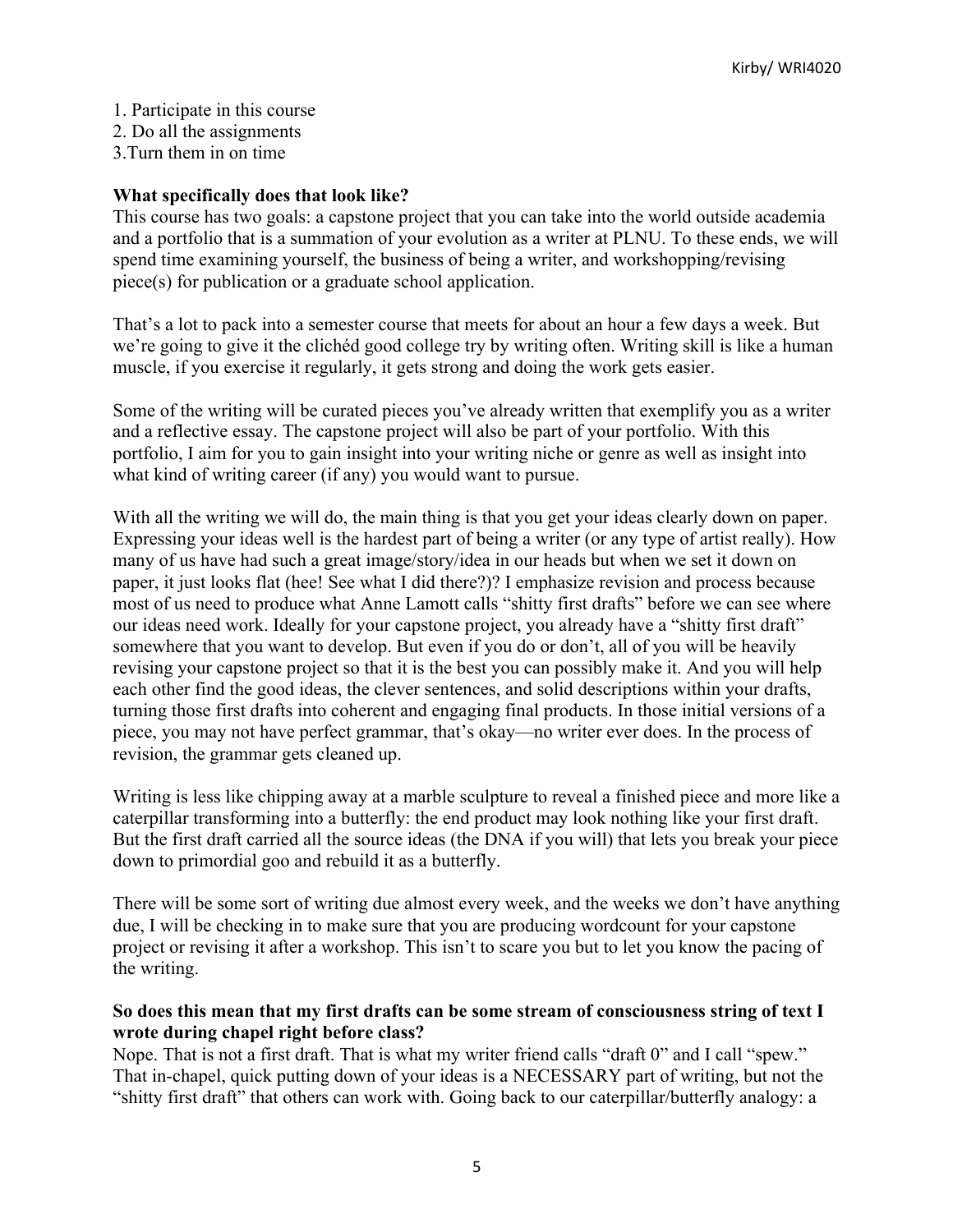1. Participate in this course
2. Do all the assignments
3.Turn them in on time

**What specifically does that look like?**

This course has two goals: a capstone project that you can take into the world outside academia and a portfolio that is a summation of your evolution as a writer at PLNU. To these ends, we will spend time examining yourself, the business of being a writer, and workshopping/revising piece(s) for publication or a graduate school application.

That's a lot to pack into a semester course that meets for about an hour a few days a week. But we're going to give it the clichéd good college try by writing often. Writing skill is like a human muscle, if you exercise it regularly, it gets strong and doing the work gets easier.

Some of the writing will be curated pieces you've already written that exemplify you as a writer and a reflective essay. The capstone project will also be part of your portfolio. With this portfolio, I aim for you to gain insight into your writing niche or genre as well as insight into what kind of writing career (if any) you would want to pursue.

With all the writing we will do, the main thing is that you get your ideas clearly down on paper. Expressing your ideas well is the hardest part of being a writer (or any type of artist really). How many of us have had such a great image/story/idea in our heads but when we set it down on paper, it just looks flat (hee! See what I did there?)? I emphasize revision and process because most of us need to produce what Anne Lamott calls "shitty first drafts" before we can see where our ideas need work. Ideally for your capstone project, you already have a "shitty first draft" somewhere that you want to develop. But even if you do or don't, all of you will be heavily revising your capstone project so that it is the best you can possibly make it. And you will help each other find the good ideas, the clever sentences, and solid descriptions within your drafts, turning those first drafts into coherent and engaging final products. In those initial versions of a piece, you may not have perfect grammar, that's okay—no writer ever does. In the process of revision, the grammar gets cleaned up.

Writing is less like chipping away at a marble sculpture to reveal a finished piece and more like a caterpillar transforming into a butterfly: the end product may look nothing like your first draft. But the first draft carried all the source ideas (the DNA if you will) that lets you break your piece down to primordial goo and rebuild it as a butterfly.

There will be some sort of writing due almost every week, and the weeks we don't have anything due, I will be checking in to make sure that you are producing wordcount for your capstone project or revising it after a workshop. This isn't to scare you but to let you know the pacing of the writing.

**So does this mean that my first drafts can be some stream of consciousness string of text I wrote during chapel right before class?**

Nope. That is not a first draft. That is what my writer friend calls "draft 0" and I call "spew." That in-chapel, quick putting down of your ideas is a NECESSARY part of writing, but not the "shitty first draft" that others can work with. Going back to our caterpillar/butterfly analogy: a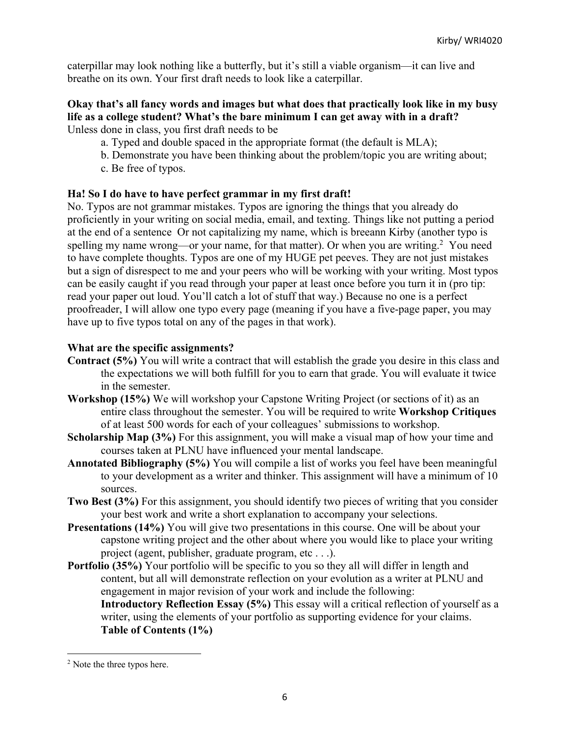caterpillar may look nothing like a butterfly, but it's still a viable organism—it can live and breathe on its own. Your first draft needs to look like a caterpillar.

**Okay that's all fancy words and images but what does that practically look like in my busy life as a college student? What's the bare minimum I can get away with in a draft?**
Unless done in class, you first draft needs to be

a. Typed and double spaced in the appropriate format (the default is MLA);
b. Demonstrate you have been thinking about the problem/topic you are writing about;
c. Be free of typos.

**Ha! So I do have to have perfect grammar in my first draft!**
No. Typos are not grammar mistakes. Typos are ignoring the things that you already do proficiently in your writing on social media, email, and texting. Things like not putting a period at the end of a sentence  Or not capitalizing my name, which is breeann Kirby (another typo is spelling my name wrong—or your name, for that matter). Or when you are writing.[2]  You need to have complete thoughts. Typos are one of my HUGE pet peeves. They are not just mistakes but a sign of disrespect to me and your peers who will be working with your writing. Most typos can be easily caught if you read through your paper at least once before you turn it in (pro tip: read your paper out loud. You'll catch a lot of stuff that way.) Because no one is a perfect proofreader, I will allow one typo every page (meaning if you have a five-page paper, you may have up to five typos total on any of the pages in that work).

**What are the specific assignments?**

**Contract (5%)** You will write a contract that will establish the grade you desire in this class and the expectations we will both fulfill for you to earn that grade. You will evaluate it twice in the semester.

**Workshop (15%)** We will workshop your Capstone Writing Project (or sections of it) as an entire class throughout the semester. You will be required to write **Workshop Critiques** of at least 500 words for each of your colleagues' submissions to workshop.

**Scholarship Map (3%)** For this assignment, you will make a visual map of how your time and courses taken at PLNU have influenced your mental landscape.

**Annotated Bibliography (5%)** You will compile a list of works you feel have been meaningful to your development as a writer and thinker. This assignment will have a minimum of 10 sources.

**Two Best (3%)** For this assignment, you should identify two pieces of writing that you consider your best work and write a short explanation to accompany your selections.

**Presentations (14%)** You will give two presentations in this course. One will be about your capstone writing project and the other about where you would like to place your writing project (agent, publisher, graduate program, etc . . .).

**Portfolio (35%)** Your portfolio will be specific to you so they all will differ in length and content, but all will demonstrate reflection on your evolution as a writer at PLNU and engagement in major revision of your work and include the following:

**Introductory Reflection Essay (5%)** This essay will a critical reflection of yourself as a writer, using the elements of your portfolio as supporting evidence for your claims.

**Table of Contents (1%)**

---

[2] Note the three typos here.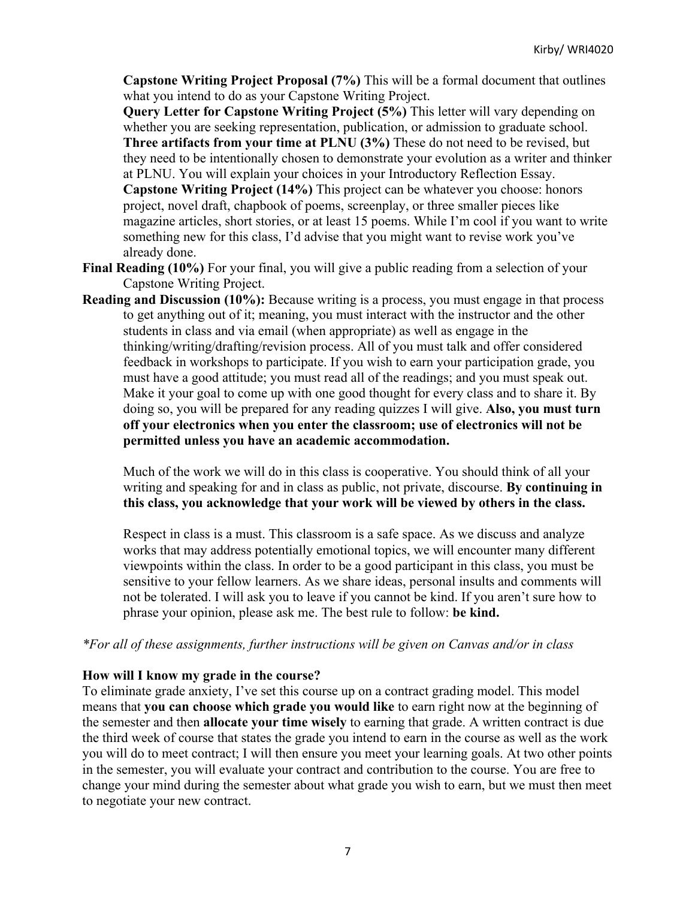**Capstone Writing Project Proposal (7%)** This will be a formal document that outlines what you intend to do as your Capstone Writing Project.

**Query Letter for Capstone Writing Project (5%)** This letter will vary depending on whether you are seeking representation, publication, or admission to graduate school.

**Three artifacts from your time at PLNU (3%)** These do not need to be revised, but they need to be intentionally chosen to demonstrate your evolution as a writer and thinker at PLNU. You will explain your choices in your Introductory Reflection Essay.

**Capstone Writing Project (14%)** This project can be whatever you choose: honors project, novel draft, chapbook of poems, screenplay, or three smaller pieces like magazine articles, short stories, or at least 15 poems. While I'm cool if you want to write something new for this class, I'd advise that you might want to revise work you've already done.

**Final Reading (10%)** For your final, you will give a public reading from a selection of your Capstone Writing Project.

**Reading and Discussion (10%):** Because writing is a process, you must engage in that process to get anything out of it; meaning, you must interact with the instructor and the other students in class and via email (when appropriate) as well as engage in the thinking/writing/drafting/revision process. All of you must talk and offer considered feedback in workshops to participate. If you wish to earn your participation grade, you must have a good attitude; you must read all of the readings; and you must speak out. Make it your goal to come up with one good thought for every class and to share it. By doing so, you will be prepared for any reading quizzes I will give. **Also, you must turn off your electronics when you enter the classroom; use of electronics will not be permitted unless you have an academic accommodation.**

Much of the work we will do in this class is cooperative. You should think of all your writing and speaking for and in class as public, not private, discourse. **By continuing in this class, you acknowledge that your work will be viewed by others in the class.**

Respect in class is a must. This classroom is a safe space. As we discuss and analyze works that may address potentially emotional topics, we will encounter many different viewpoints within the class. In order to be a good participant in this class, you must be sensitive to your fellow learners. As we share ideas, personal insults and comments will not be tolerated. I will ask you to leave if you cannot be kind. If you aren't sure how to phrase your opinion, please ask me. The best rule to follow: **be kind.**

*\*For all of these assignments, further instructions will be given on Canvas and/or in class*

**How will I know my grade in the course?**

To eliminate grade anxiety, I've set this course up on a contract grading model. This model means that **you can choose which grade you would like** to earn right now at the beginning of the semester and then **allocate your time wisely** to earning that grade. A written contract is due the third week of course that states the grade you intend to earn in the course as well as the work you will do to meet contract; I will then ensure you meet your learning goals. At two other points in the semester, you will evaluate your contract and contribution to the course. You are free to change your mind during the semester about what grade you wish to earn, but we must then meet to negotiate your new contract.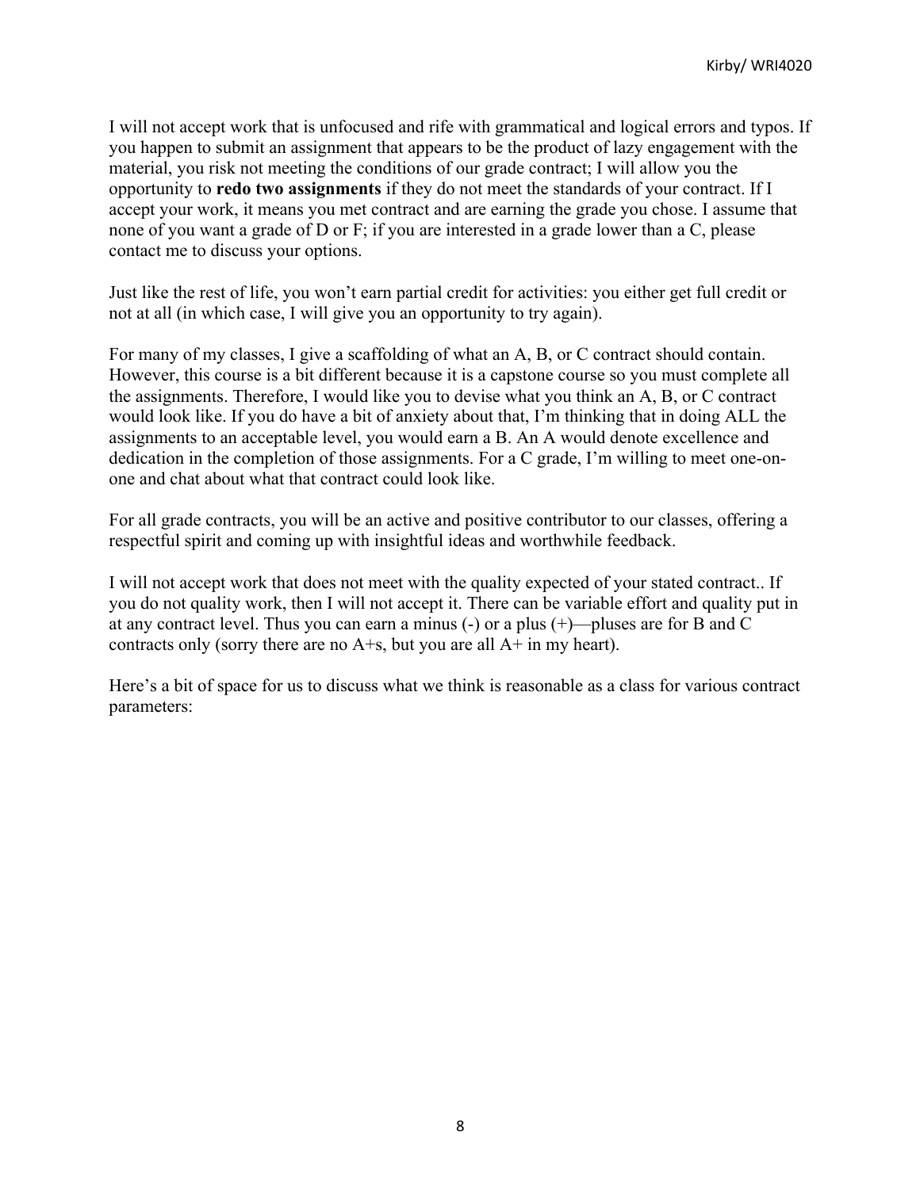I will not accept work that is unfocused and rife with grammatical and logical errors and typos. If you happen to submit an assignment that appears to be the product of lazy engagement with the material, you risk not meeting the conditions of our grade contract; I will allow you the opportunity to **redo two assignments** if they do not meet the standards of your contract. If I accept your work, it means you met contract and are earning the grade you chose. I assume that none of you want a grade of D or F; if you are interested in a grade lower than a C, please contact me to discuss your options.

Just like the rest of life, you won't earn partial credit for activities: you either get full credit or not at all (in which case, I will give you an opportunity to try again).

For many of my classes, I give a scaffolding of what an A, B, or C contract should contain. However, this course is a bit different because it is a capstone course so you must complete all the assignments. Therefore, I would like you to devise what you think an A, B, or C contract would look like. If you do have a bit of anxiety about that, I'm thinking that in doing ALL the assignments to an acceptable level, you would earn a B. An A would denote excellence and dedication in the completion of those assignments. For a C grade, I'm willing to meet one-on-one and chat about what that contract could look like.

For all grade contracts, you will be an active and positive contributor to our classes, offering a respectful spirit and coming up with insightful ideas and worthwhile feedback.

I will not accept work that does not meet with the quality expected of your stated contract.. If you do not quality work, then I will not accept it. There can be variable effort and quality put in at any contract level. Thus you can earn a minus (-) or a plus (+)—pluses are for B and C contracts only (sorry there are no A+s, but you are all A+ in my heart).

Here's a bit of space for us to discuss what we think is reasonable as a class for various contract parameters: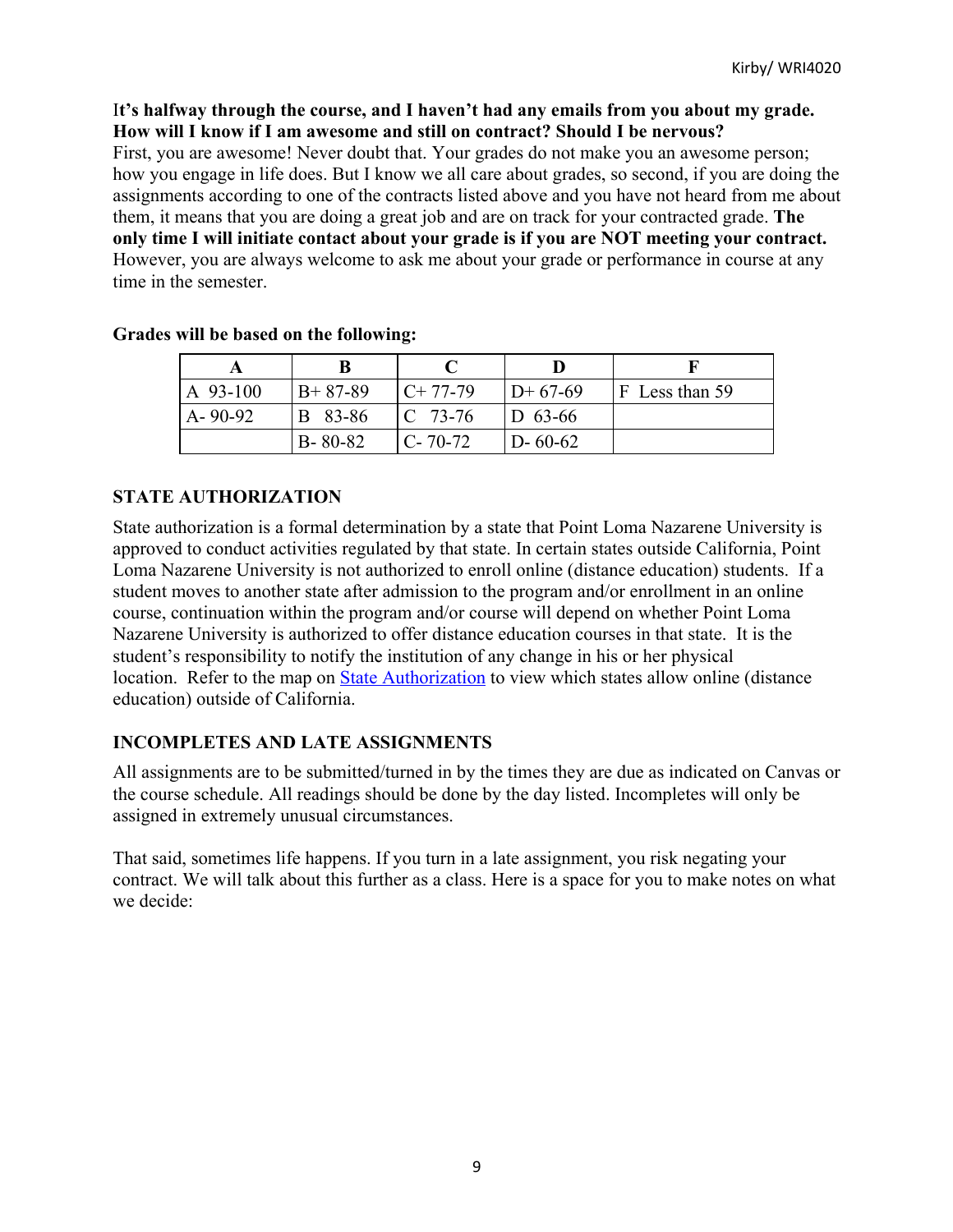**It's halfway through the course, and I haven't had any emails from you about my grade. How will I know if I am awesome and still on contract? Should I be nervous?**
First, you are awesome! Never doubt that. Your grades do not make you an awesome person; how you engage in life does. But I know we all care about grades, so second, if you are doing the assignments according to one of the contracts listed above and you have not heard from me about them, it means that you are doing a great job and are on track for your contracted grade. **The only time I will initiate contact about your grade is if you are NOT meeting your contract.** However, you are always welcome to ask me about your grade or performance in course at any time in the semester.

**Grades will be based on the following:**

| A | B | C | D | F |
|---|---|---|---|---|
| A 93-100 | B+ 87-89 | C+ 77-79 | D+ 67-69 | F Less than 59 |
| A- 90-92 | B 83-86 | C 73-76 | D 63-66 | |
| | B- 80-82 | C- 70-72 | D- 60-62 | |

## STATE AUTHORIZATION

State authorization is a formal determination by a state that Point Loma Nazarene University is approved to conduct activities regulated by that state. In certain states outside California, Point Loma Nazarene University is not authorized to enroll online (distance education) students. If a student moves to another state after admission to the program and/or enrollment in an online course, continuation within the program and/or course will depend on whether Point Loma Nazarene University is authorized to offer distance education courses in that state. It is the student's responsibility to notify the institution of any change in his or her physical location. Refer to the map on State Authorization to view which states allow online (distance education) outside of California.

## INCOMPLETES AND LATE ASSIGNMENTS

All assignments are to be submitted/turned in by the times they are due as indicated on Canvas or the course schedule. All readings should be done by the day listed. Incompletes will only be assigned in extremely unusual circumstances.

That said, sometimes life happens. If you turn in a late assignment, you risk negating your contract. We will talk about this further as a class. Here is a space for you to make notes on what we decide: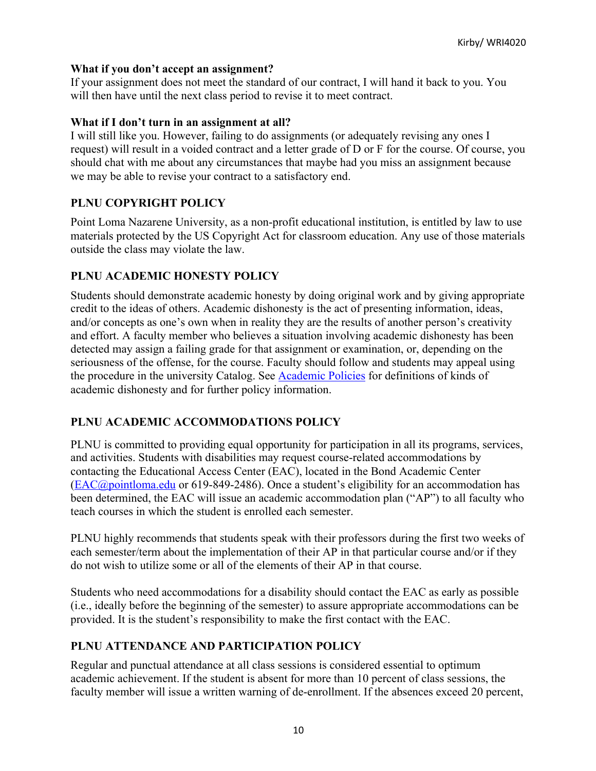**What if you don't accept an assignment?**
If your assignment does not meet the standard of our contract, I will hand it back to you. You will then have until the next class period to revise it to meet contract.

**What if I don't turn in an assignment at all?**
I will still like you. However, failing to do assignments (or adequately revising any ones I request) will result in a voided contract and a letter grade of D or F for the course. Of course, you should chat with me about any circumstances that maybe had you miss an assignment because we may be able to revise your contract to a satisfactory end.

## PLNU COPYRIGHT POLICY

Point Loma Nazarene University, as a non-profit educational institution, is entitled by law to use materials protected by the US Copyright Act for classroom education. Any use of those materials outside the class may violate the law.

## PLNU ACADEMIC HONESTY POLICY

Students should demonstrate academic honesty by doing original work and by giving appropriate credit to the ideas of others. Academic dishonesty is the act of presenting information, ideas, and/or concepts as one's own when in reality they are the results of another person's creativity and effort. A faculty member who believes a situation involving academic dishonesty has been detected may assign a failing grade for that assignment or examination, or, depending on the seriousness of the offense, for the course. Faculty should follow and students may appeal using the procedure in the university Catalog. See [Academic Policies] for definitions of kinds of academic dishonesty and for further policy information.

## PLNU ACADEMIC ACCOMMODATIONS POLICY

PLNU is committed to providing equal opportunity for participation in all its programs, services, and activities. Students with disabilities may request course-related accommodations by contacting the Educational Access Center (EAC), located in the Bond Academic Center (EAC@pointloma.edu or 619-849-2486). Once a student's eligibility for an accommodation has been determined, the EAC will issue an academic accommodation plan ("AP") to all faculty who teach courses in which the student is enrolled each semester.

PLNU highly recommends that students speak with their professors during the first two weeks of each semester/term about the implementation of their AP in that particular course and/or if they do not wish to utilize some or all of the elements of their AP in that course.

Students who need accommodations for a disability should contact the EAC as early as possible (i.e., ideally before the beginning of the semester) to assure appropriate accommodations can be provided. It is the student's responsibility to make the first contact with the EAC.

## PLNU ATTENDANCE AND PARTICIPATION POLICY

Regular and punctual attendance at all class sessions is considered essential to optimum academic achievement. If the student is absent for more than 10 percent of class sessions, the faculty member will issue a written warning of de-enrollment. If the absences exceed 20 percent,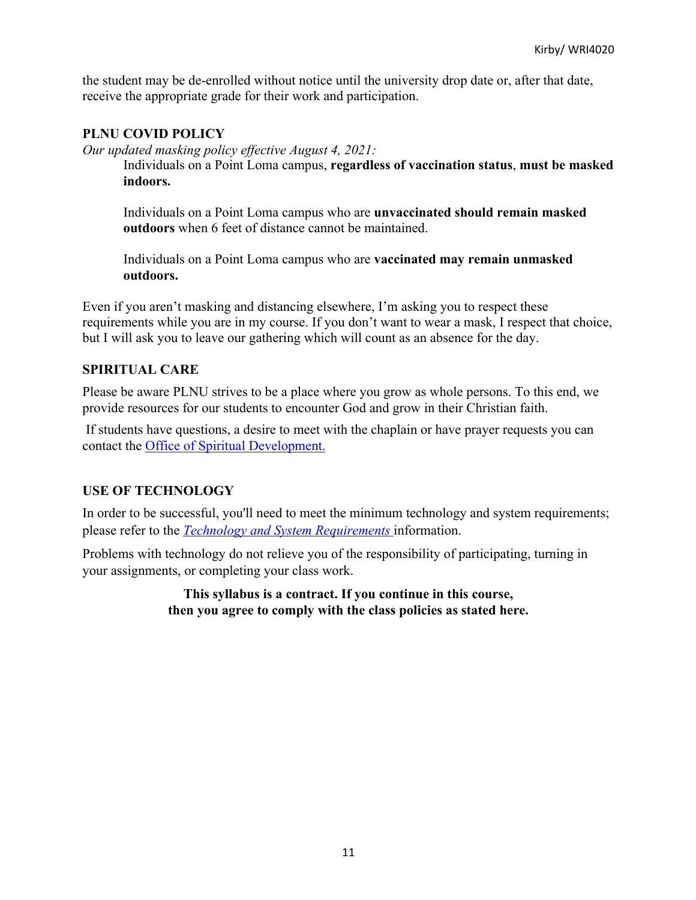the student may be de-enrolled without notice until the university drop date or, after that date, receive the appropriate grade for their work and participation.

## PLNU COVID POLICY

*Our updated masking policy effective August 4, 2021:*

> Individuals on a Point Loma campus, **regardless of vaccination status**, **must be masked indoors.**
>
> Individuals on a Point Loma campus who are **unvaccinated should remain masked outdoors** when 6 feet of distance cannot be maintained.
>
> Individuals on a Point Loma campus who are **vaccinated may remain unmasked outdoors.**

Even if you aren't masking and distancing elsewhere, I'm asking you to respect these requirements while you are in my course. If you don't want to wear a mask, I respect that choice, but I will ask you to leave our gathering which will count as an absence for the day.

## SPIRITUAL CARE

Please be aware PLNU strives to be a place where you grow as whole persons. To this end, we provide resources for our students to encounter God and grow in their Christian faith.

If students have questions, a desire to meet with the chaplain or have prayer requests you can contact the Office of Spiritual Development.

## USE OF TECHNOLOGY

In order to be successful, you'll need to meet the minimum technology and system requirements; please refer to the *Technology and System Requirements* information.

Problems with technology do not relieve you of the responsibility of participating, turning in your assignments, or completing your class work.

**This syllabus is a contract. If you continue in this course, then you agree to comply with the class policies as stated here.**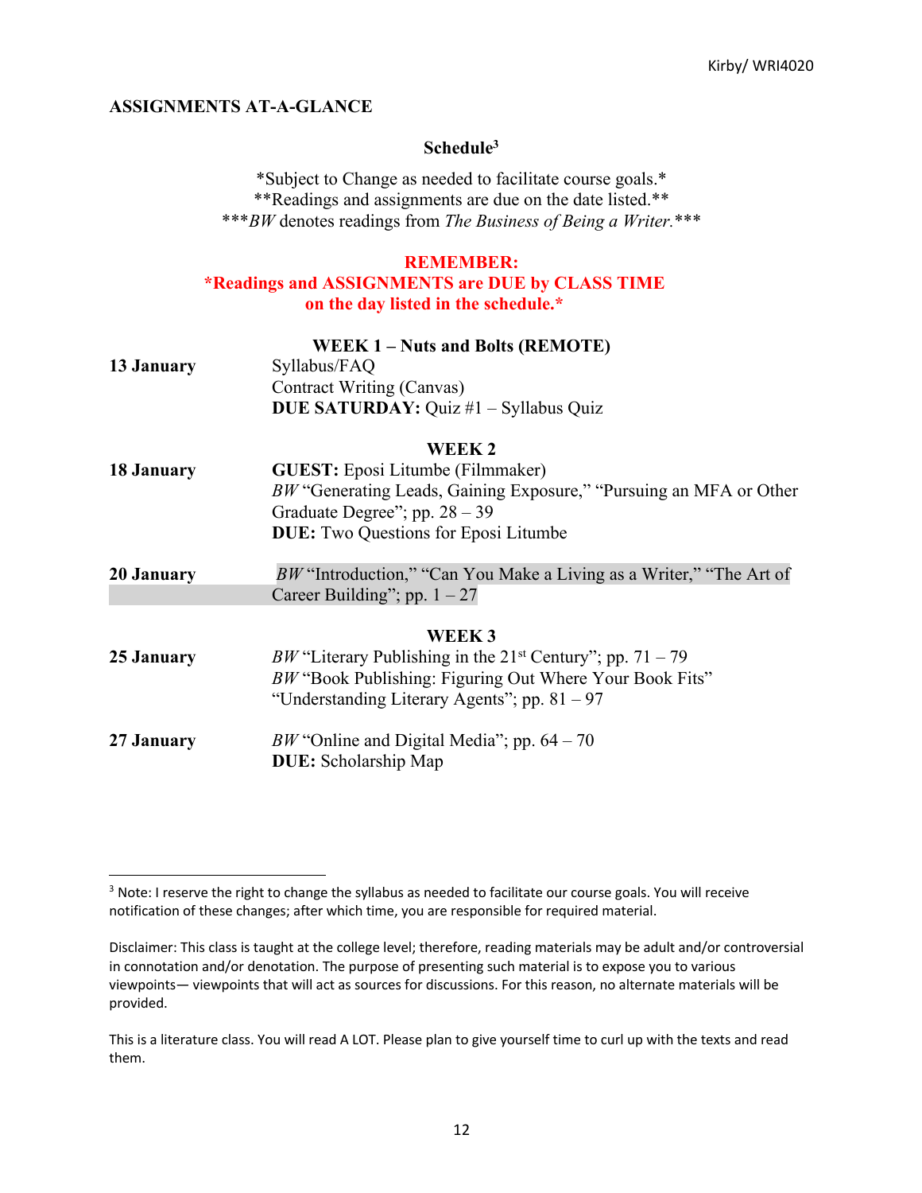**ASSIGNMENTS AT-A-GLANCE**

**Schedule[3]**

*Subject to Change as needed to facilitate course goals.*
**Readings and assignments are due on the date listed.**
****BW* denotes readings from *The Business of Being a Writer.****

**REMEMBER:**
***Readings and ASSIGNMENTS are DUE by CLASS TIME on the day listed in the schedule.***

**WEEK 1 – Nuts and Bolts (REMOTE)**

| | |
|---|---|
| **13 January** | Syllabus/FAQ<br>Contract Writing (Canvas)<br>**DUE SATURDAY:** Quiz #1 – Syllabus Quiz |

**WEEK 2**

| | |
|---|---|
| **18 January** | **GUEST:** Eposi Litumbe (Filmmaker)<br>*BW* "Generating Leads, Gaining Exposure," "Pursuing an MFA or Other Graduate Degree"; pp. 28 – 39<br>**DUE:** Two Questions for Eposi Litumbe |
| **20 January** | *BW* "Introduction," "Can You Make a Living as a Writer," "The Art of Career Building"; pp. 1 – 27 |

**WEEK 3**

| | |
|---|---|
| **25 January** | *BW* "Literary Publishing in the 21st Century"; pp. 71 – 79<br>*BW* "Book Publishing: Figuring Out Where Your Book Fits" "Understanding Literary Agents"; pp. 81 – 97 |
| **27 January** | *BW* "Online and Digital Media"; pp. 64 – 70<br>**DUE:** Scholarship Map |

---

[3] Note: I reserve the right to change the syllabus as needed to facilitate our course goals. You will receive notification of these changes; after which time, you are responsible for required material.

Disclaimer: This class is taught at the college level; therefore, reading materials may be adult and/or controversial in connotation and/or denotation. The purpose of presenting such material is to expose you to various viewpoints— viewpoints that will act as sources for discussions. For this reason, no alternate materials will be provided.

This is a literature class. You will read A LOT. Please plan to give yourself time to curl up with the texts and read them.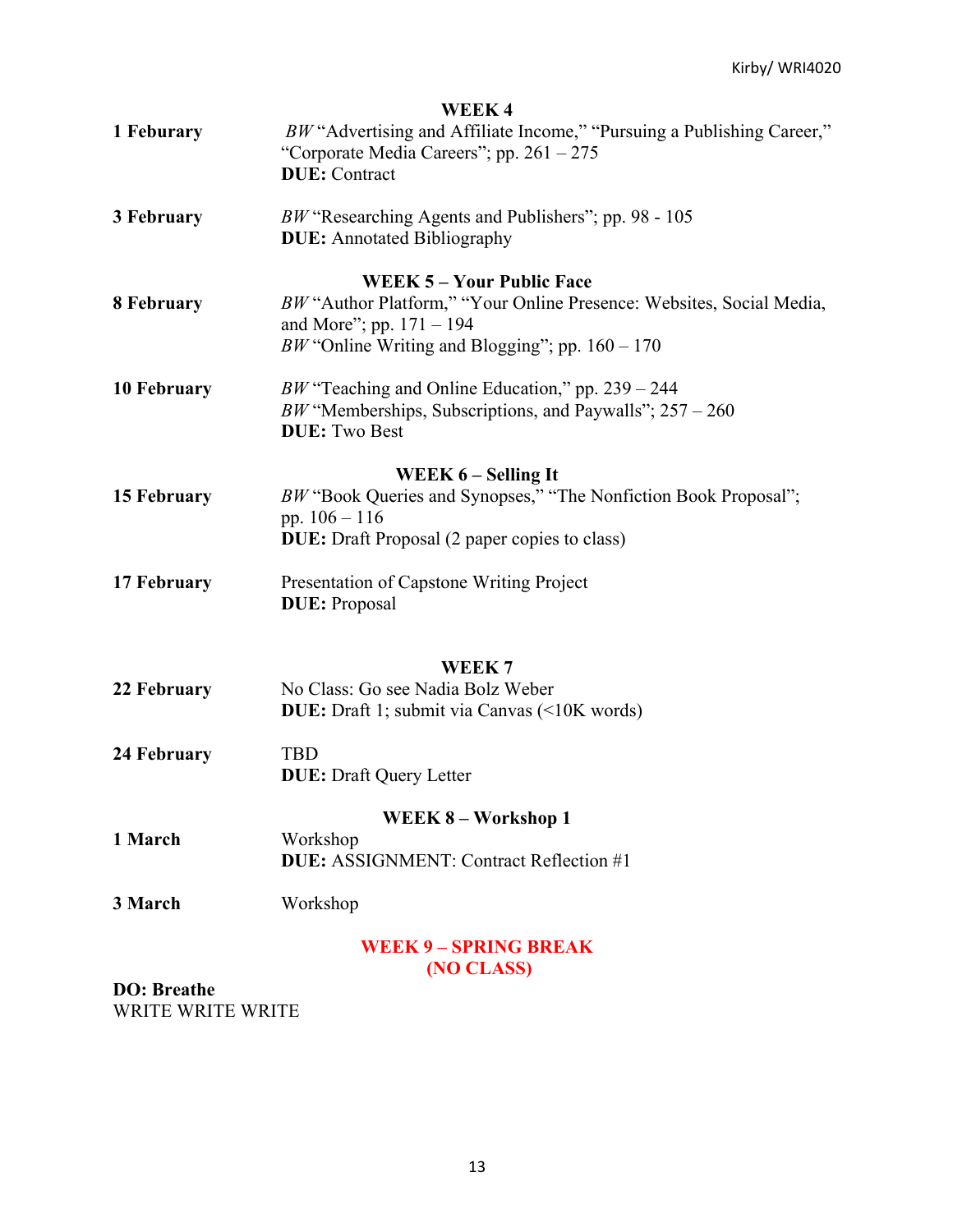### WEEK 4

| | |
|---|---|
| **1 Feburary** | *BW* "Advertising and Affiliate Income," "Pursuing a Publishing Career," "Corporate Media Careers"; pp. 261 – 275<br>**DUE:** Contract |
| **3 February** | *BW* "Researching Agents and Publishers"; pp. 98 - 105<br>**DUE:** Annotated Bibliography |

### WEEK 5 – Your Public Face

| | |
|---|---|
| **8 February** | *BW* "Author Platform," "Your Online Presence: Websites, Social Media, and More"; pp. 171 – 194<br>*BW* "Online Writing and Blogging"; pp. 160 – 170 |
| **10 February** | *BW* "Teaching and Online Education," pp. 239 – 244<br>*BW* "Memberships, Subscriptions, and Paywalls"; 257 – 260<br>**DUE:** Two Best |

### WEEK 6 – Selling It

| | |
|---|---|
| **15 February** | *BW* "Book Queries and Synopses," "The Nonfiction Book Proposal"; pp. 106 – 116<br>**DUE:** Draft Proposal (2 paper copies to class) |
| **17 February** | Presentation of Capstone Writing Project<br>**DUE:** Proposal |

### WEEK 7

| | |
|---|---|
| **22 February** | No Class: Go see Nadia Bolz Weber<br>**DUE:** Draft 1; submit via Canvas (<10K words) |
| **24 February** | TBD<br>**DUE:** Draft Query Letter |

### WEEK 8 – Workshop 1

| | |
|---|---|
| **1 March** | Workshop<br>**DUE:** ASSIGNMENT: Contract Reflection #1 |
| **3 March** | Workshop |

### WEEK 9 – SPRING BREAK (NO CLASS)

**DO: Breathe**
WRITE WRITE WRITE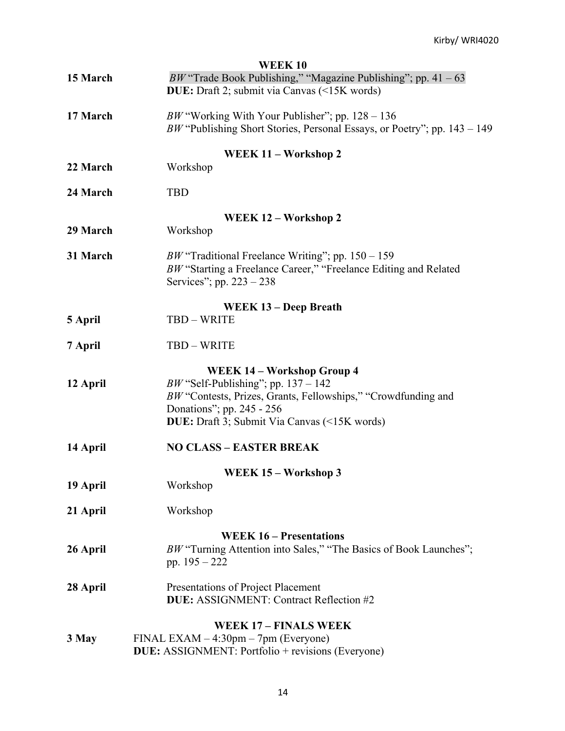**WEEK 10**

**15 March** — *BW* "Trade Book Publishing," "Magazine Publishing"; pp. 41 – 63
**DUE:** Draft 2; submit via Canvas (<15K words)

**17 March** — *BW* "Working With Your Publisher"; pp. 128 – 136
*BW* "Publishing Short Stories, Personal Essays, or Poetry"; pp. 143 – 149

**WEEK 11 – Workshop 2**

**22 March** — Workshop

**24 March** — TBD

**WEEK 12 – Workshop 2**

**29 March** — Workshop

**31 March** — *BW* "Traditional Freelance Writing"; pp. 150 – 159
*BW* "Starting a Freelance Career," "Freelance Editing and Related Services"; pp. 223 – 238

**WEEK 13 – Deep Breath**

**5 April** — TBD – WRITE

**7 April** — TBD – WRITE

**WEEK 14 – Workshop Group 4**

**12 April** — *BW* "Self-Publishing"; pp. 137 – 142
*BW* "Contests, Prizes, Grants, Fellowships," "Crowdfunding and Donations"; pp. 245 - 256
**DUE:** Draft 3; Submit Via Canvas (<15K words)

**14 April** — **NO CLASS – EASTER BREAK**

**WEEK 15 – Workshop 3**

**19 April** — Workshop

**21 April** — Workshop

**WEEK 16 – Presentations**

**26 April** — *BW* "Turning Attention into Sales," "The Basics of Book Launches"; pp. 195 – 222

**28 April** — Presentations of Project Placement
**DUE:** ASSIGNMENT: Contract Reflection #2

**WEEK 17 – FINALS WEEK**

**3 May** — FINAL EXAM – 4:30pm – 7pm (Everyone)
**DUE:** ASSIGNMENT: Portfolio + revisions (Everyone)